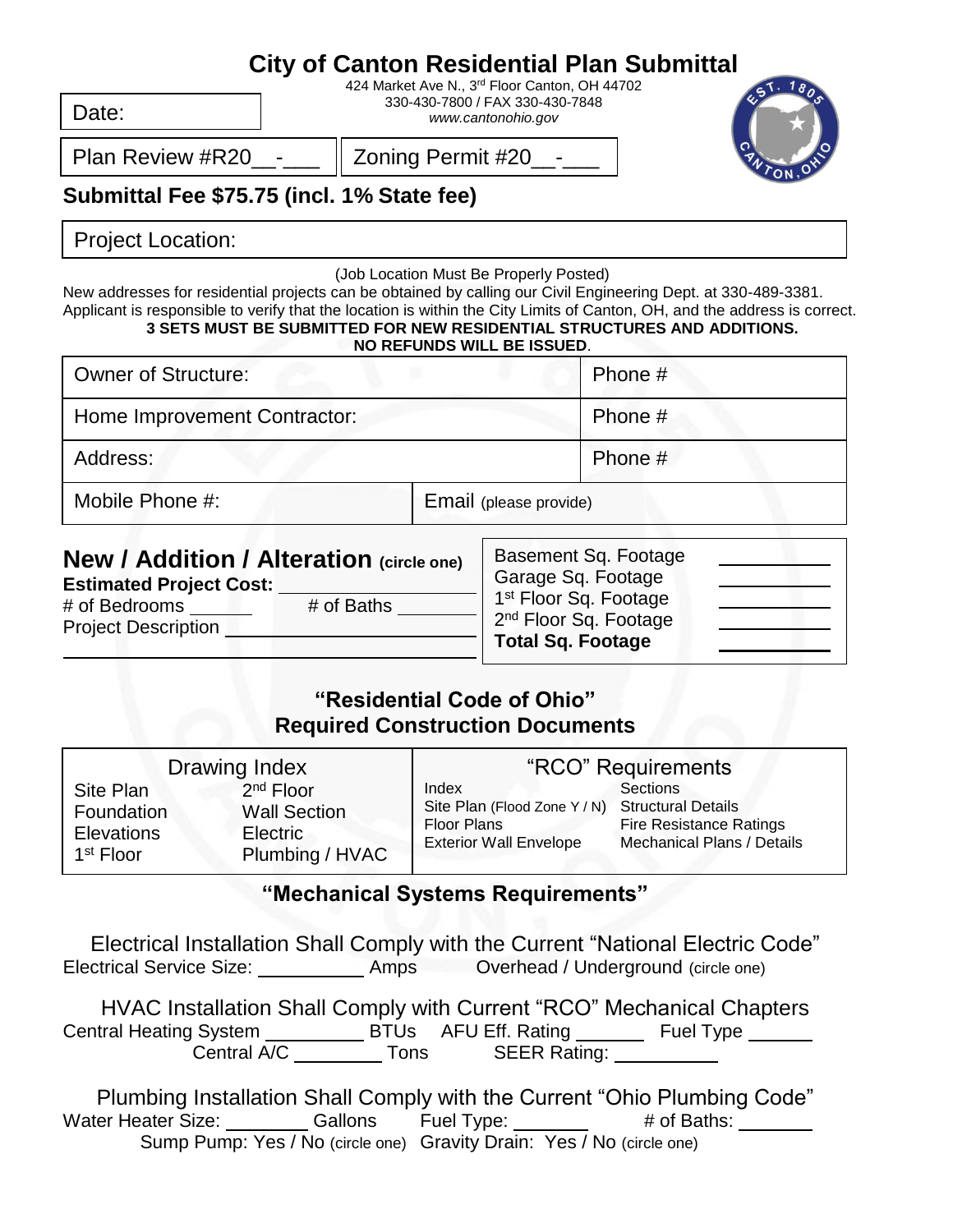# City of Canton Residential Plan Submittal

424 Market Ave N., 3rd Floor Canton, OH 44702
330-430-7800 / FAX 330-430-7848
*www.cantonohio.gov*

Date:

Plan Review #R20__-___ | Zoning Permit #20__-___

**Submittal Fee $75.75 (incl. 1% State fee)**

Project Location:

(Job Location Must Be Properly Posted)

New addresses for residential projects can be obtained by calling our Civil Engineering Dept. at 330-489-3381.
Applicant is responsible to verify that the location is within the City Limits of Canton, OH, and the address is correct.

**3 SETS MUST BE SUBMITTED FOR NEW RESIDENTIAL STRUCTURES AND ADDITIONS.**
**NO REFUNDS WILL BE ISSUED**.

| | |
|---|---|
| Owner of Structure: | Phone # |
| Home Improvement Contractor: | Phone # |
| Address: | Phone # |
| Mobile Phone #: | Email (please provide) |

## New / Addition / Alteration (circle one)

**Estimated Project Cost:** ____________
# of Bedrooms ______ # of Baths ______
Project Description ____________

| | |
|---|---|
| Basement Sq. Footage | ______ |
| Garage Sq. Footage | ______ |
| 1st Floor Sq. Footage | ______ |
| 2nd Floor Sq. Footage | ______ |
| **Total Sq. Footage** | ______ |

## "Residential Code of Ohio" Required Construction Documents

| Drawing Index | | "RCO" Requirements | |
|---|---|---|---|
| Site Plan | 2nd Floor | Index | Sections |
| Foundation | Wall Section | Site Plan (Flood Zone Y / N) | Structural Details |
| Elevations | Electric | Floor Plans | Fire Resistance Ratings |
| 1st Floor | Plumbing / HVAC | Exterior Wall Envelope | Mechanical Plans / Details |

## "Mechanical Systems Requirements"

Electrical Installation Shall Comply with the Current "National Electric Code"

Electrical Service Size: ________ Amps Overhead / Underground (circle one)

HVAC Installation Shall Comply with Current "RCO" Mechanical Chapters

Central Heating System ________ BTUs AFU Eff. Rating ______ Fuel Type ______

Central A/C ________ Tons SEER Rating: ________

Plumbing Installation Shall Comply with the Current "Ohio Plumbing Code"

Water Heater Size: ________ Gallons Fuel Type: ______ # of Baths: ______

Sump Pump: Yes / No (circle one) Gravity Drain: Yes / No (circle one)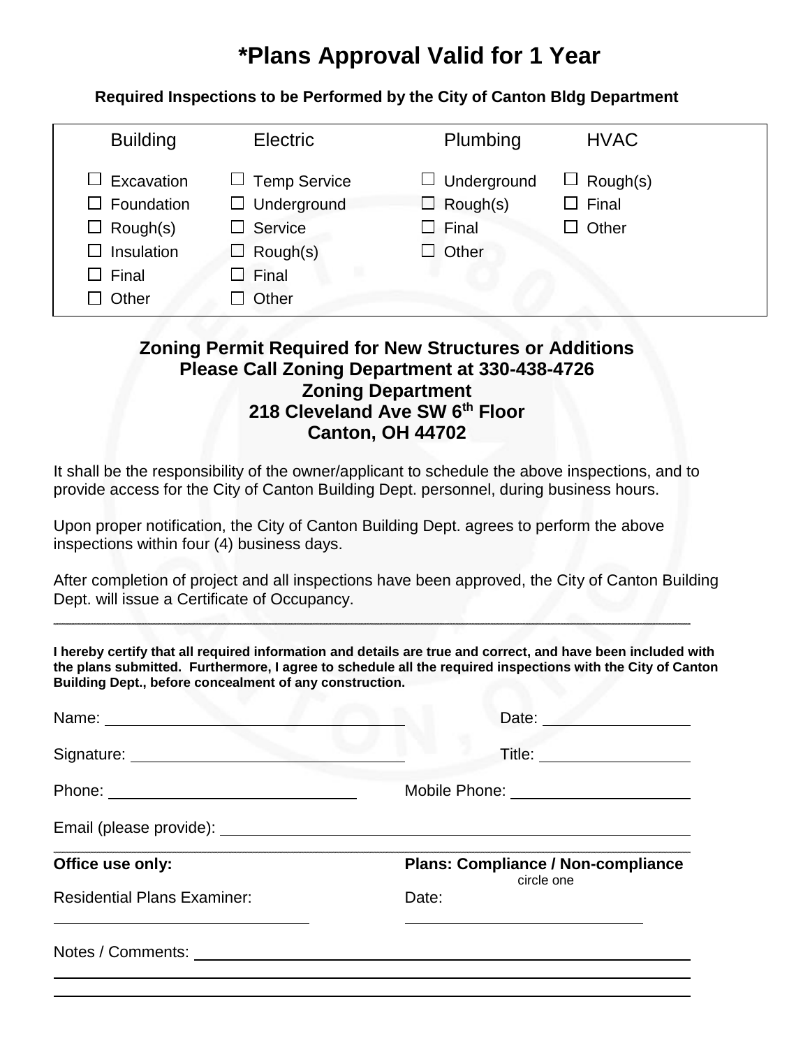# *Plans Approval Valid for 1 Year

**Required Inspections to be Performed by the City of Canton Bldg Department**

| Building | Electric | Plumbing | HVAC |
|---|---|---|---|
| ☐ Excavation | ☐ Temp Service | ☐ Underground | ☐ Rough(s) |
| ☐ Foundation | ☐ Underground | ☐ Rough(s) | ☐ Final |
| ☐ Rough(s) | ☐ Service | ☐ Final | ☐ Other |
| ☐ Insulation | ☐ Rough(s) | ☐ Other | |
| ☐ Final | ☐ Final | | |
| ☐ Other | ☐ Other | | |

**Zoning Permit Required for New Structures or Additions**
**Please Call Zoning Department at 330-438-4726**
**Zoning Department**
**218 Cleveland Ave SW 6th Floor**
**Canton, OH 44702**

It shall be the responsibility of the owner/applicant to schedule the above inspections, and to provide access for the City of Canton Building Dept. personnel, during business hours.

Upon proper notification, the City of Canton Building Dept. agrees to perform the above inspections within four (4) business days.

After completion of project and all inspections have been approved, the City of Canton Building Dept. will issue a Certificate of Occupancy.

---

**I hereby certify that all required information and details are true and correct, and have been included with the plans submitted. Furthermore, I agree to schedule all the required inspections with the City of Canton Building Dept., before concealment of any construction.**

Name: ____________________ Date: ____________

Signature: ____________________ Title: ____________

Phone: ____________________ Mobile Phone: ____________

Email (please provide): ____________________

---

**Office use only:** **Plans: Compliance / Non-compliance**
circle one

Residential Plans Examiner: ____________________ Date: ____________________

Notes / Comments: ____________________